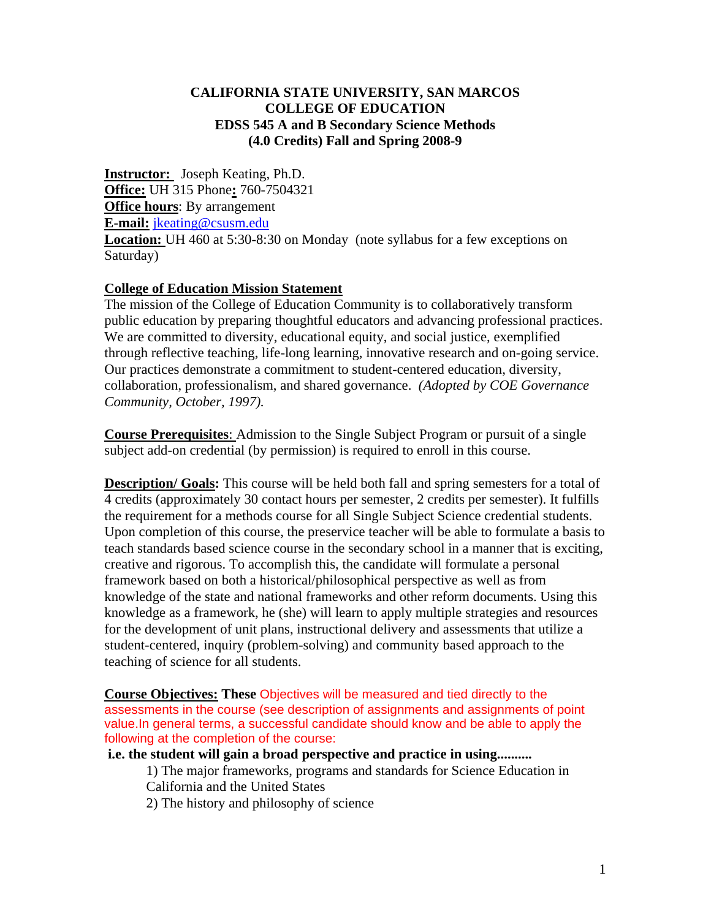**CALIFORNIA STATE UNIVERSITY, SAN MARCOS**
**COLLEGE OF EDUCATION**
**EDSS 545 A and B Secondary Science Methods**
**(4.0 Credits) Fall and Spring 2008-9**

**Instructor:** Joseph Keating, Ph.D.
**Office:** UH 315 Phone**:** 760-7504321
**Office hours**: By arrangement
**E-mail:** jkeating@csusm.edu
**Location:** UH 460 at 5:30-8:30 on Monday (note syllabus for a few exceptions on Saturday)

**College of Education Mission Statement**
The mission of the College of Education Community is to collaboratively transform public education by preparing thoughtful educators and advancing professional practices. We are committed to diversity, educational equity, and social justice, exemplified through reflective teaching, life-long learning, innovative research and on-going service. Our practices demonstrate a commitment to student-centered education, diversity, collaboration, professionalism, and shared governance. *(Adopted by COE Governance Community, October, 1997).*

**Course Prerequisites**: Admission to the Single Subject Program or pursuit of a single subject add-on credential (by permission) is required to enroll in this course.

**Description/ Goals:** This course will be held both fall and spring semesters for a total of 4 credits (approximately 30 contact hours per semester, 2 credits per semester). It fulfills the requirement for a methods course for all Single Subject Science credential students. Upon completion of this course, the preservice teacher will be able to formulate a basis to teach standards based science course in the secondary school in a manner that is exciting, creative and rigorous. To accomplish this, the candidate will formulate a personal framework based on both a historical/philosophical perspective as well as from knowledge of the state and national frameworks and other reform documents. Using this knowledge as a framework, he (she) will learn to apply multiple strategies and resources for the development of unit plans, instructional delivery and assessments that utilize a student-centered, inquiry (problem-solving) and community based approach to the teaching of science for all students.

**Course Objectives: These** Objectives will be measured and tied directly to the assessments in the course (see description of assignments and assignments of point value.In general terms, a successful candidate should know and be able to apply the following at the completion of the course:

**i.e. the student will gain a broad perspective and practice in using..........**

1) The major frameworks, programs and standards for Science Education in California and the United States
2) The history and philosophy of science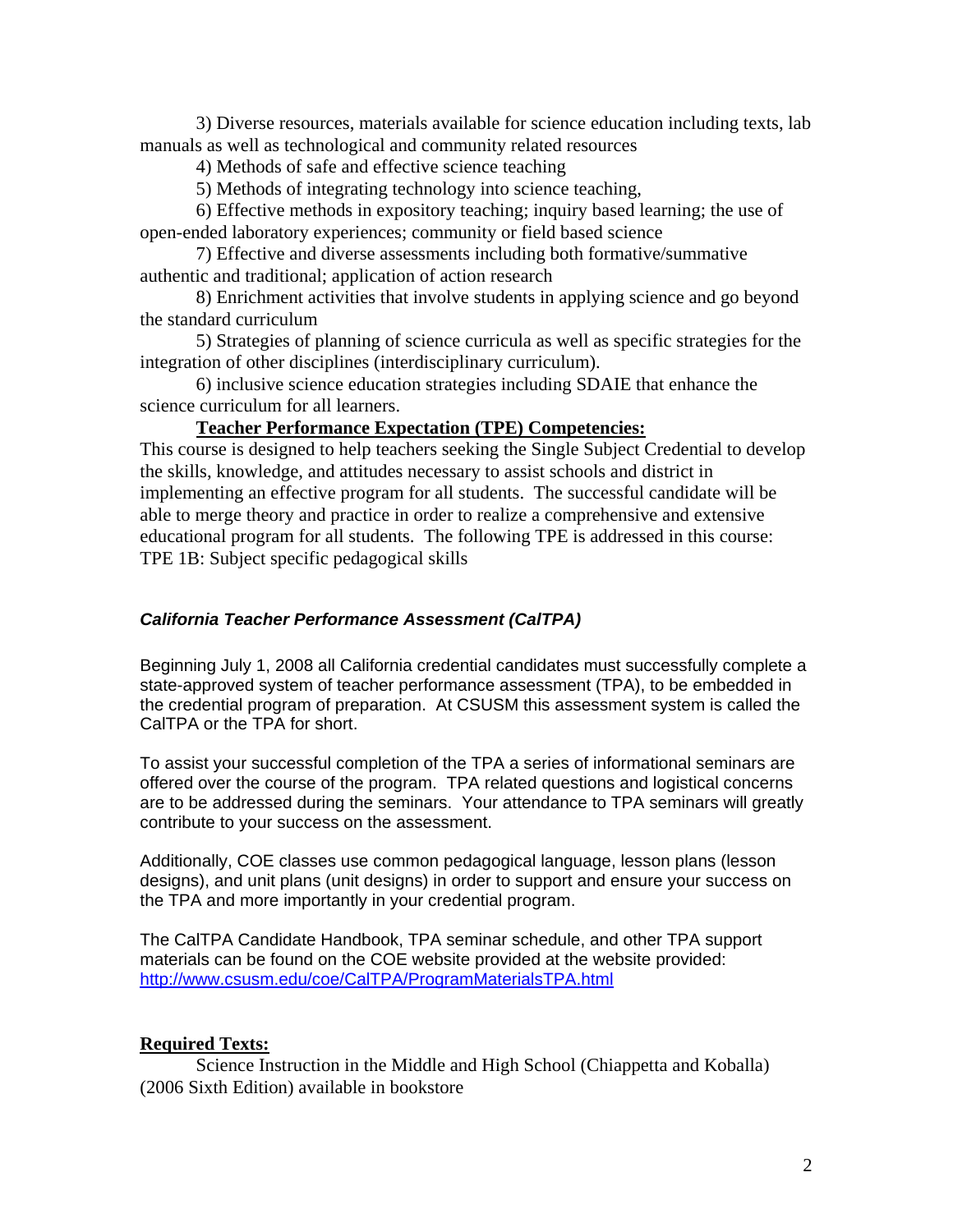3) Diverse resources, materials available for science education including texts, lab manuals as well as technological and community related resources

4) Methods of safe and effective science teaching

5) Methods of integrating technology into science teaching,

6) Effective methods in expository teaching; inquiry based learning; the use of open-ended laboratory experiences; community or field based science

7) Effective and diverse assessments including both formative/summative authentic and traditional; application of action research

8) Enrichment activities that involve students in applying science and go beyond the standard curriculum

5) Strategies of planning of science curricula as well as specific strategies for the integration of other disciplines (interdisciplinary curriculum).

6) inclusive science education strategies including SDAIE that enhance the science curriculum for all learners.

**Teacher Performance Expectation (TPE) Competencies:**

This course is designed to help teachers seeking the Single Subject Credential to develop the skills, knowledge, and attitudes necessary to assist schools and district in implementing an effective program for all students. The successful candidate will be able to merge theory and practice in order to realize a comprehensive and extensive educational program for all students. The following TPE is addressed in this course: TPE 1B: Subject specific pedagogical skills

### *California Teacher Performance Assessment (CalTPA)*

Beginning July 1, 2008 all California credential candidates must successfully complete a state-approved system of teacher performance assessment (TPA), to be embedded in the credential program of preparation. At CSUSM this assessment system is called the CalTPA or the TPA for short.

To assist your successful completion of the TPA a series of informational seminars are offered over the course of the program. TPA related questions and logistical concerns are to be addressed during the seminars. Your attendance to TPA seminars will greatly contribute to your success on the assessment.

Additionally, COE classes use common pedagogical language, lesson plans (lesson designs), and unit plans (unit designs) in order to support and ensure your success on the TPA and more importantly in your credential program.

The CalTPA Candidate Handbook, TPA seminar schedule, and other TPA support materials can be found on the COE website provided at the website provided: http://www.csusm.edu/coe/CalTPA/ProgramMaterialsTPA.html

**Required Texts:**

Science Instruction in the Middle and High School (Chiappetta and Koballa) (2006 Sixth Edition) available in bookstore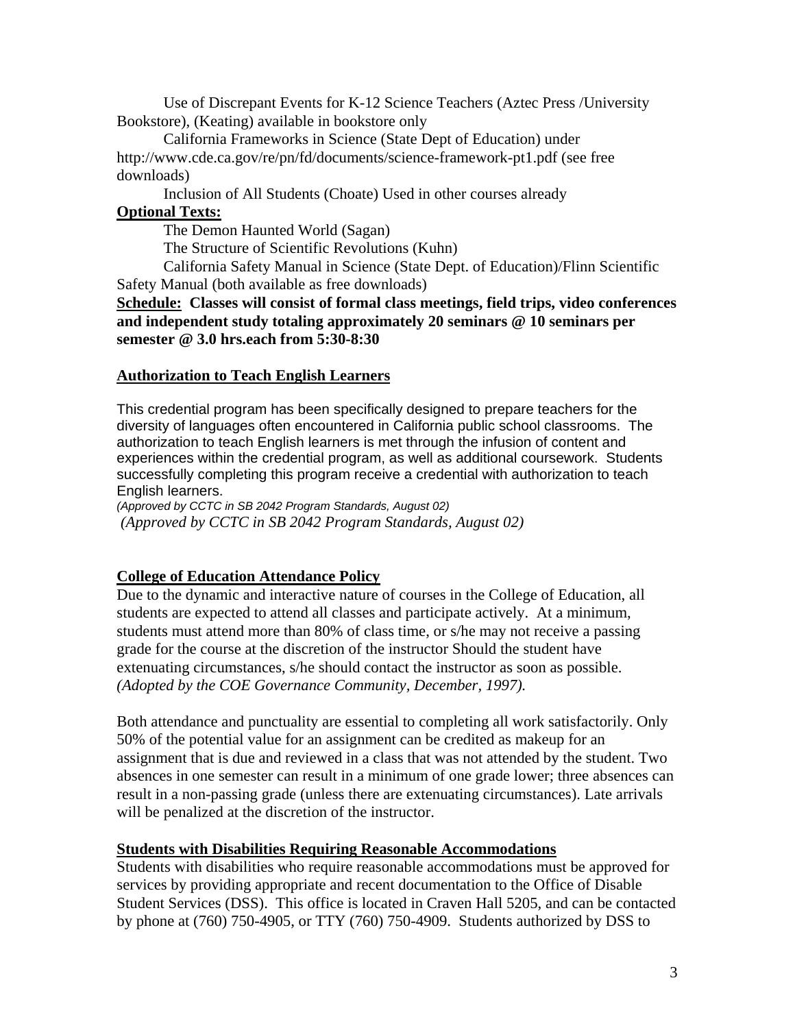Use of Discrepant Events for K-12 Science Teachers (Aztec Press /University Bookstore), (Keating) available in bookstore only

California Frameworks in Science (State Dept of Education) under http://www.cde.ca.gov/re/pn/fd/documents/science-framework-pt1.pdf (see free downloads)

Inclusion of All Students (Choate) Used in other courses already

**Optional Texts:**

The Demon Haunted World (Sagan)

The Structure of Scientific Revolutions (Kuhn)

California Safety Manual in Science (State Dept. of Education)/Flinn Scientific Safety Manual (both available as free downloads)

**Schedule: Classes will consist of formal class meetings, field trips, video conferences and independent study totaling approximately 20 seminars @ 10 seminars per semester @ 3.0 hrs.each from 5:30-8:30**

## Authorization to Teach English Learners

This credential program has been specifically designed to prepare teachers for the diversity of languages often encountered in California public school classrooms. The authorization to teach English learners is met through the infusion of content and experiences within the credential program, as well as additional coursework. Students successfully completing this program receive a credential with authorization to teach English learners.

*(Approved by CCTC in SB 2042 Program Standards, August 02)*

*(Approved by CCTC in SB 2042 Program Standards, August 02)*

## College of Education Attendance Policy

Due to the dynamic and interactive nature of courses in the College of Education, all students are expected to attend all classes and participate actively. At a minimum, students must attend more than 80% of class time, or s/he may not receive a passing grade for the course at the discretion of the instructor Should the student have extenuating circumstances, s/he should contact the instructor as soon as possible. *(Adopted by the COE Governance Community, December, 1997).*

Both attendance and punctuality are essential to completing all work satisfactorily. Only 50% of the potential value for an assignment can be credited as makeup for an assignment that is due and reviewed in a class that was not attended by the student. Two absences in one semester can result in a minimum of one grade lower; three absences can result in a non-passing grade (unless there are extenuating circumstances). Late arrivals will be penalized at the discretion of the instructor.

## Students with Disabilities Requiring Reasonable Accommodations

Students with disabilities who require reasonable accommodations must be approved for services by providing appropriate and recent documentation to the Office of Disable Student Services (DSS). This office is located in Craven Hall 5205, and can be contacted by phone at (760) 750-4905, or TTY (760) 750-4909. Students authorized by DSS to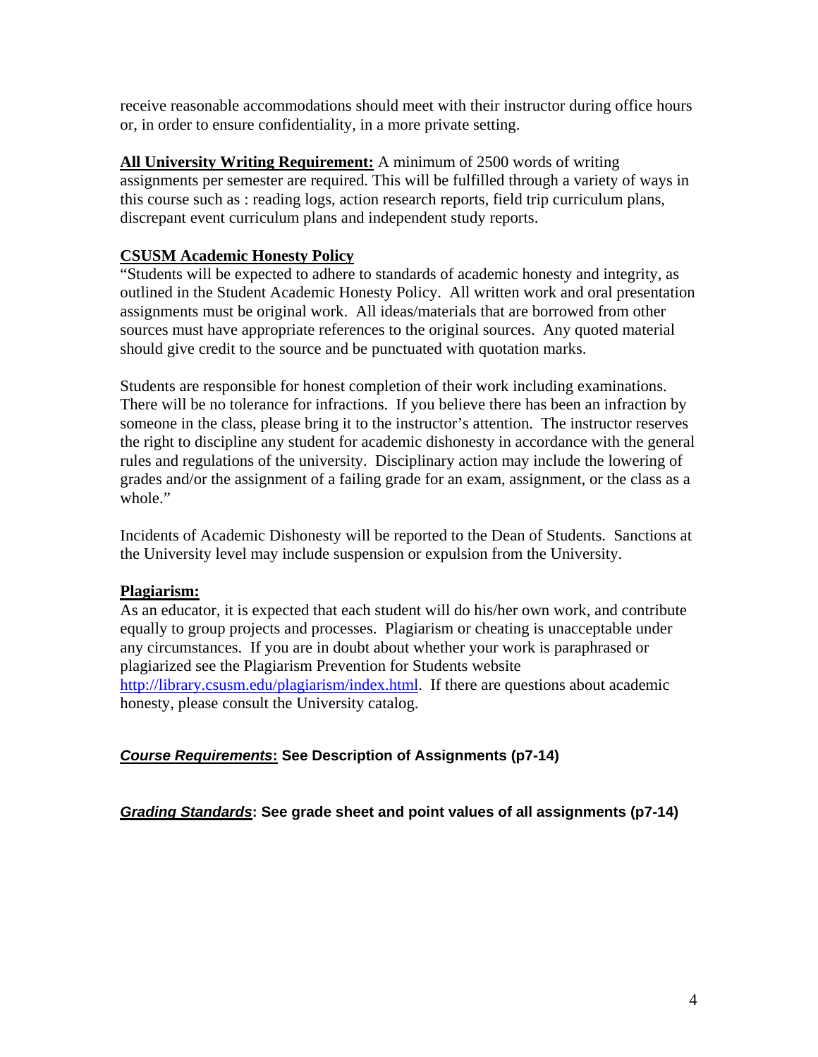receive reasonable accommodations should meet with their instructor during office hours or, in order to ensure confidentiality, in a more private setting.

**All University Writing Requirement:** A minimum of 2500 words of writing assignments per semester are required. This will be fulfilled through a variety of ways in this course such as : reading logs, action research reports, field trip curriculum plans, discrepant event curriculum plans and independent study reports.

**CSUSM Academic Honesty Policy**

"Students will be expected to adhere to standards of academic honesty and integrity, as outlined in the Student Academic Honesty Policy. All written work and oral presentation assignments must be original work. All ideas/materials that are borrowed from other sources must have appropriate references to the original sources. Any quoted material should give credit to the source and be punctuated with quotation marks.

Students are responsible for honest completion of their work including examinations. There will be no tolerance for infractions. If you believe there has been an infraction by someone in the class, please bring it to the instructor's attention. The instructor reserves the right to discipline any student for academic dishonesty in accordance with the general rules and regulations of the university. Disciplinary action may include the lowering of grades and/or the assignment of a failing grade for an exam, assignment, or the class as a whole."

Incidents of Academic Dishonesty will be reported to the Dean of Students. Sanctions at the University level may include suspension or expulsion from the University.

**Plagiarism:**

As an educator, it is expected that each student will do his/her own work, and contribute equally to group projects and processes. Plagiarism or cheating is unacceptable under any circumstances. If you are in doubt about whether your work is paraphrased or plagiarized see the Plagiarism Prevention for Students website http://library.csusm.edu/plagiarism/index.html. If there are questions about academic honesty, please consult the University catalog.

***Course Requirements*: See Description of Assignments (p7-14)**

***Grading Standards*: See grade sheet and point values of all assignments (p7-14)**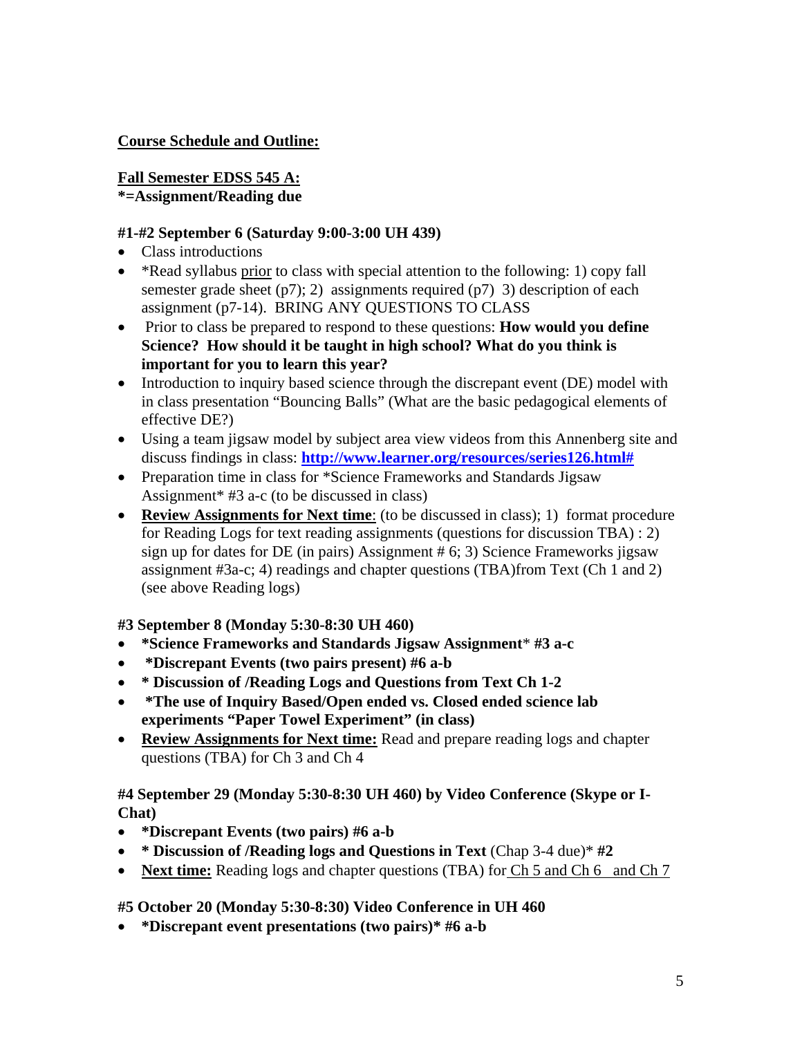**<u>Course Schedule and Outline:</u>**

**<u>Fall Semester EDSS 545 A:</u>**
**\*=Assignment/Reading due**

**#1-#2 September 6 (Saturday 9:00-3:00 UH 439)**

- Class introductions
- *Read syllabus <u>prior</u> to class with special attention to the following: 1) copy fall semester grade sheet (p7); 2) assignments required (p7) 3) description of each assignment (p7-14). BRING ANY QUESTIONS TO CLASS
- Prior to class be prepared to respond to these questions: **How would you define Science? How should it be taught in high school? What do you think is important for you to learn this year?**
- Introduction to inquiry based science through the discrepant event (DE) model with in class presentation "Bouncing Balls" (What are the basic pedagogical elements of effective DE?)
- Using a team jigsaw model by subject area view videos from this Annenberg site and discuss findings in class: **http://www.learner.org/resources/series126.html#**
- Preparation time in class for *Science Frameworks and Standards Jigsaw Assignment* #3 a-c (to be discussed in class)
- **<u>Review Assignments for Next time</u>**: (to be discussed in class); 1) format procedure for Reading Logs for text reading assignments (questions for discussion TBA) : 2) sign up for dates for DE (in pairs) Assignment # 6; 3) Science Frameworks jigsaw assignment #3a-c; 4) readings and chapter questions (TBA)from Text (Ch 1 and 2) (see above Reading logs)

**#3 September 8 (Monday 5:30-8:30 UH 460)**

- **\*Science Frameworks and Standards Jigsaw Assignment*** **#3 a-c**
- **\*Discrepant Events (two pairs present) #6 a-b**
- **\* Discussion of /Reading Logs and Questions from Text Ch 1-2**
- **\*The use of Inquiry Based/Open ended vs. Closed ended science lab experiments "Paper Towel Experiment" (in class)**
- **<u>Review Assignments for Next time:</u>** Read and prepare reading logs and chapter questions (TBA) for Ch 3 and Ch 4

**#4 September 29 (Monday 5:30-8:30 UH 460) by Video Conference (Skype or I-Chat)**

- **\*Discrepant Events (two pairs) #6 a-b**
- **\* Discussion of /Reading logs and Questions in Text** (Chap 3-4 due)* **#2**
- **<u>Next time:</u>** Reading logs and chapter questions (TBA) for <u>Ch 5 and Ch 6 and Ch 7</u>

**#5 October 20 (Monday 5:30-8:30) Video Conference in UH 460**

- **\*Discrepant event presentations (two pairs)\* #6 a-b**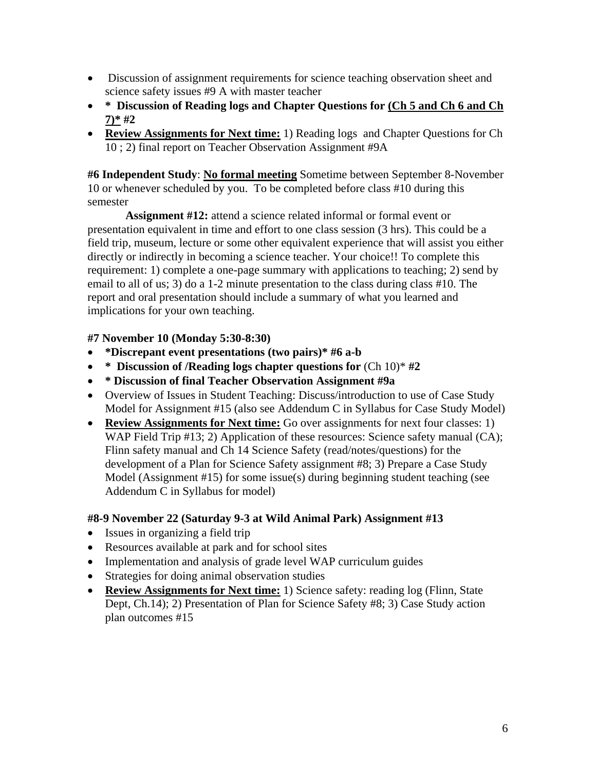- Discussion of assignment requirements for science teaching observation sheet and science safety issues #9 A with master teacher
- **\* Discussion of Reading logs and Chapter Questions for <u>(Ch 5 and Ch 6 and Ch 7)*</u> #2**
- **<u>Review Assignments for Next time:</u>** 1) Reading logs and Chapter Questions for Ch 10 ; 2) final report on Teacher Observation Assignment #9A

**#6 Independent Study**: **<u>No formal meeting</u>** Sometime between September 8-November 10 or whenever scheduled by you. To be completed before class #10 during this semester

**Assignment #12:** attend a science related informal or formal event or presentation equivalent in time and effort to one class session (3 hrs). This could be a field trip, museum, lecture or some other equivalent experience that will assist you either directly or indirectly in becoming a science teacher. Your choice!! To complete this requirement: 1) complete a one-page summary with applications to teaching; 2) send by email to all of us; 3) do a 1-2 minute presentation to the class during class #10. The report and oral presentation should include a summary of what you learned and implications for your own teaching.

**#7 November 10 (Monday 5:30-8:30)**

- **\*Discrepant event presentations (two pairs)\* #6 a-b**
- **\* Discussion of /Reading logs chapter questions for** (Ch 10)\* **#2**
- **\* Discussion of final Teacher Observation Assignment #9a**
- Overview of Issues in Student Teaching: Discuss/introduction to use of Case Study Model for Assignment #15 (also see Addendum C in Syllabus for Case Study Model)
- **<u>Review Assignments for Next time:</u>** Go over assignments for next four classes: 1) WAP Field Trip #13; 2) Application of these resources: Science safety manual (CA); Flinn safety manual and Ch 14 Science Safety (read/notes/questions) for the development of a Plan for Science Safety assignment #8; 3) Prepare a Case Study Model (Assignment #15) for some issue(s) during beginning student teaching (see Addendum C in Syllabus for model)

**#8-9 November 22 (Saturday 9-3 at Wild Animal Park) Assignment #13**

- Issues in organizing a field trip
- Resources available at park and for school sites
- Implementation and analysis of grade level WAP curriculum guides
- Strategies for doing animal observation studies
- **<u>Review Assignments for Next time:</u>** 1) Science safety: reading log (Flinn, State Dept, Ch.14); 2) Presentation of Plan for Science Safety #8; 3) Case Study action plan outcomes #15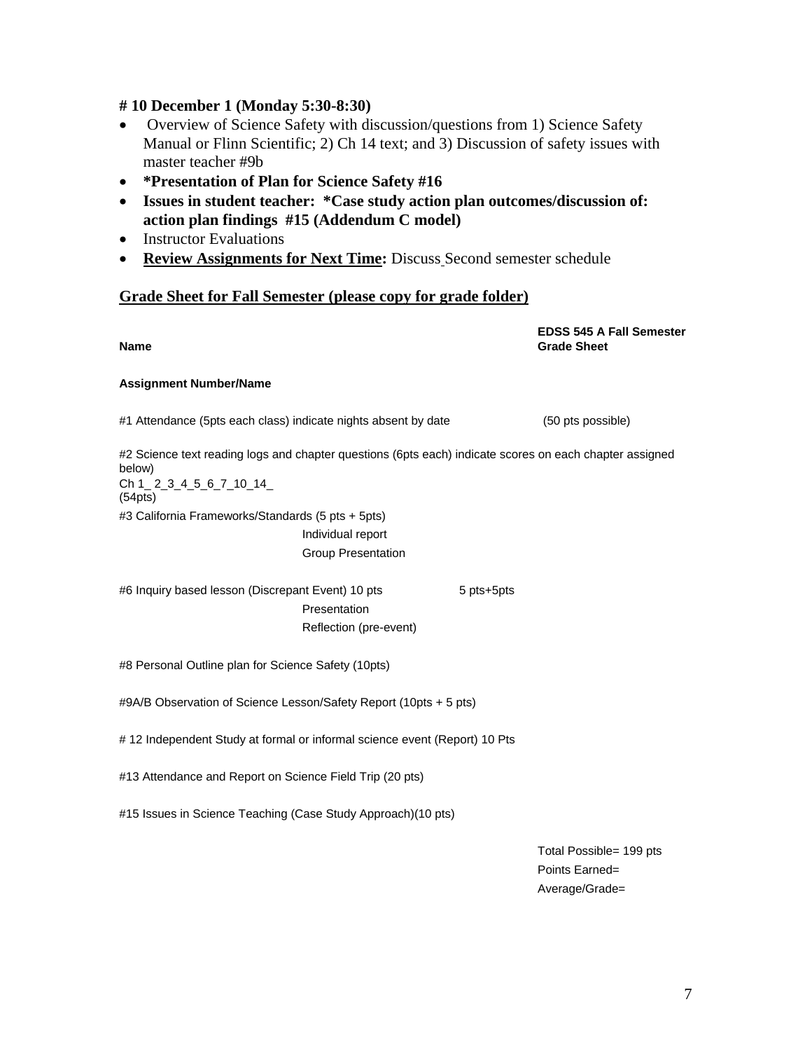**# 10 December 1 (Monday 5:30-8:30)**

- Overview of Science Safety with discussion/questions from 1) Science Safety Manual or Flinn Scientific; 2) Ch 14 text; and 3) Discussion of safety issues with master teacher #9b
- **\*Presentation of Plan for Science Safety #16**
- **Issues in student teacher: \*Case study action plan outcomes/discussion of: action plan findings #15 (Addendum C model)**
- Instructor Evaluations
- **Review Assignments for Next Time:** Discuss Second semester schedule

## Grade Sheet for Fall Semester (please copy for grade folder)

**Name** **EDSS 545 A Fall Semester Grade Sheet**

**Assignment Number/Name**

#1 Attendance (5pts each class) indicate nights absent by date (50 pts possible)

#2 Science text reading logs and chapter questions (6pts each) indicate scores on each chapter assigned below)
Ch 1_ 2_3_4_5_6_7_10_14_
(54pts)

#3 California Frameworks/Standards (5 pts + 5pts)
Individual report
Group Presentation

#6 Inquiry based lesson (Discrepant Event) 10 pts 5 pts+5pts
Presentation
Reflection (pre-event)

#8 Personal Outline plan for Science Safety (10pts)

#9A/B Observation of Science Lesson/Safety Report (10pts + 5 pts)

# 12 Independent Study at formal or informal science event (Report) 10 Pts

#13 Attendance and Report on Science Field Trip (20 pts)

#15 Issues in Science Teaching (Case Study Approach)(10 pts)

Total Possible= 199 pts
Points Earned=
Average/Grade=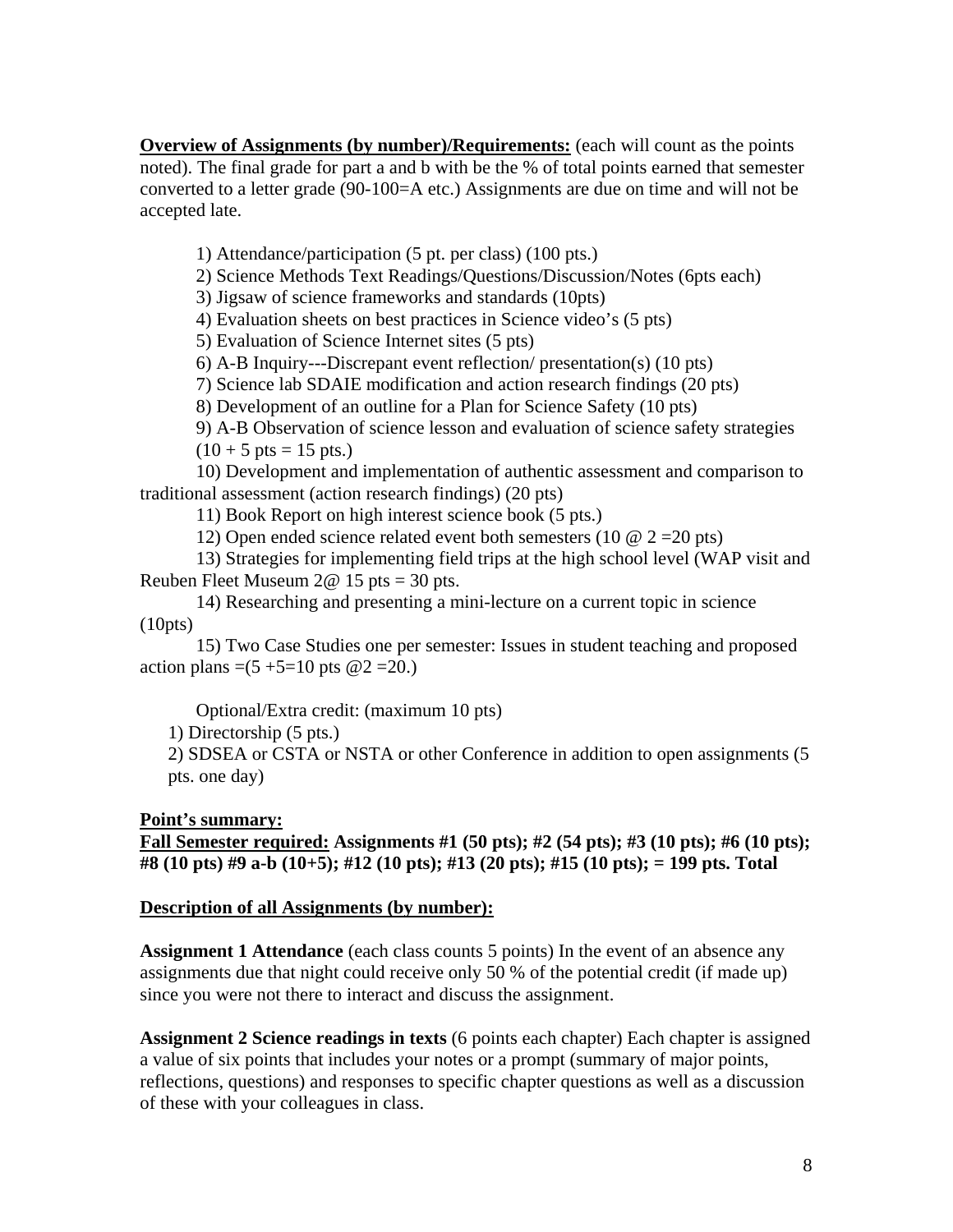**Overview of Assignments (by number)/Requirements:** (each will count as the points noted). The final grade for part a and b with be the % of total points earned that semester converted to a letter grade (90-100=A etc.) Assignments are due on time and will not be accepted late.

1) Attendance/participation (5 pt. per class) (100 pts.)

2) Science Methods Text Readings/Questions/Discussion/Notes (6pts each)

3) Jigsaw of science frameworks and standards (10pts)

4) Evaluation sheets on best practices in Science video's (5 pts)

5) Evaluation of Science Internet sites (5 pts)

6) A-B Inquiry---Discrepant event reflection/ presentation(s) (10 pts)

7) Science lab SDAIE modification and action research findings (20 pts)

8) Development of an outline for a Plan for Science Safety (10 pts)

9) A-B Observation of science lesson and evaluation of science safety strategies (10 + 5 pts = 15 pts.)

10) Development and implementation of authentic assessment and comparison to traditional assessment (action research findings) (20 pts)

11) Book Report on high interest science book (5 pts.)

12) Open ended science related event both semesters (10 @ 2 =20 pts)

13) Strategies for implementing field trips at the high school level (WAP visit and Reuben Fleet Museum 2@ 15 pts = 30 pts.

14) Researching and presenting a mini-lecture on a current topic in science (10pts)

15) Two Case Studies one per semester: Issues in student teaching and proposed action plans =(5 +5=10 pts @2 =20.)

Optional/Extra credit: (maximum 10 pts)

1) Directorship (5 pts.)

2) SDSEA or CSTA or NSTA or other Conference in addition to open assignments (5 pts. one day)

**Point's summary:**

**Fall Semester required: Assignments #1 (50 pts); #2 (54 pts); #3 (10 pts); #6 (10 pts); #8 (10 pts) #9 a-b (10+5); #12 (10 pts); #13 (20 pts); #15 (10 pts); = 199 pts. Total**

**Description of all Assignments (by number):**

**Assignment 1 Attendance** (each class counts 5 points) In the event of an absence any assignments due that night could receive only 50 % of the potential credit (if made up) since you were not there to interact and discuss the assignment.

**Assignment 2 Science readings in texts** (6 points each chapter) Each chapter is assigned a value of six points that includes your notes or a prompt (summary of major points, reflections, questions) and responses to specific chapter questions as well as a discussion of these with your colleagues in class.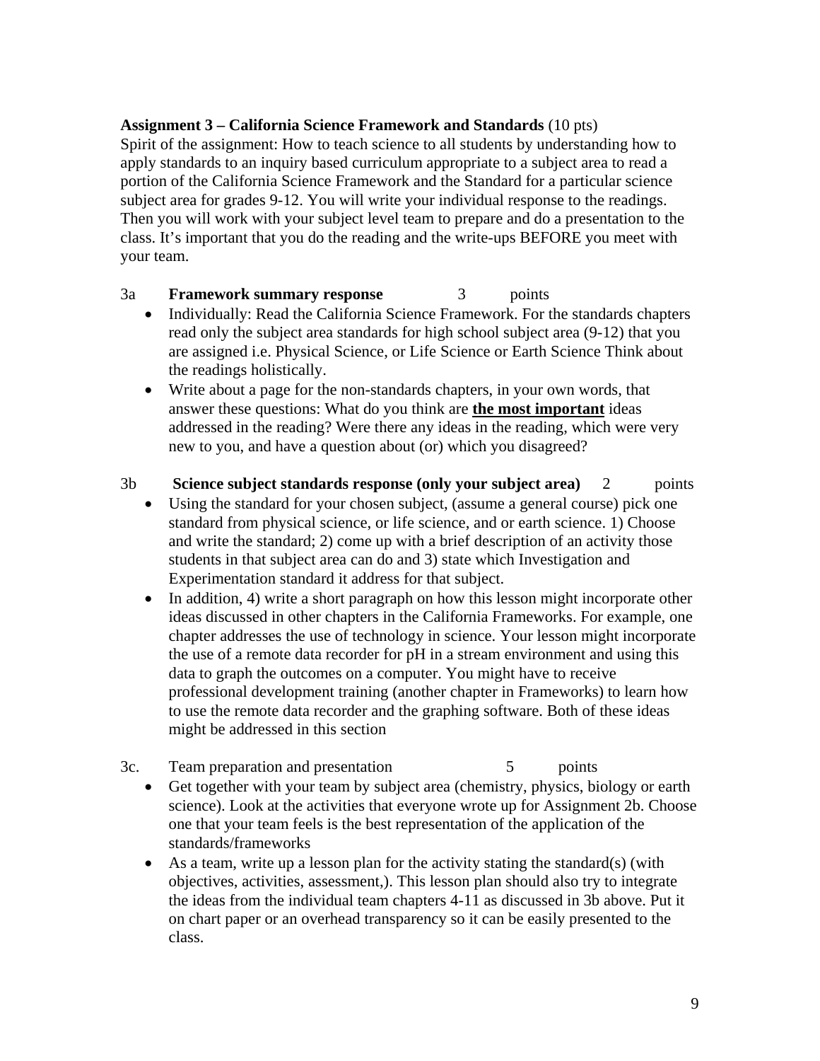**Assignment 3 – California Science Framework and Standards** (10 pts)
Spirit of the assignment: How to teach science to all students by understanding how to apply standards to an inquiry based curriculum appropriate to a subject area to read a portion of the California Science Framework and the Standard for a particular science subject area for grades 9-12. You will write your individual response to the readings. Then you will work with your subject level team to prepare and do a presentation to the class. It's important that you do the reading and the write-ups BEFORE you meet with your team.

3a **Framework summary response** 3 points

- Individually: Read the California Science Framework. For the standards chapters read only the subject area standards for high school subject area (9-12) that you are assigned i.e. Physical Science, or Life Science or Earth Science Think about the readings holistically.
- Write about a page for the non-standards chapters, in your own words, that answer these questions: What do you think are **the most important** ideas addressed in the reading? Were there any ideas in the reading, which were very new to you, and have a question about (or) which you disagreed?

3b **Science subject standards response (only your subject area)** 2 points

- Using the standard for your chosen subject, (assume a general course) pick one standard from physical science, or life science, and or earth science. 1) Choose and write the standard; 2) come up with a brief description of an activity those students in that subject area can do and 3) state which Investigation and Experimentation standard it address for that subject.
- In addition, 4) write a short paragraph on how this lesson might incorporate other ideas discussed in other chapters in the California Frameworks. For example, one chapter addresses the use of technology in science. Your lesson might incorporate the use of a remote data recorder for pH in a stream environment and using this data to graph the outcomes on a computer. You might have to receive professional development training (another chapter in Frameworks) to learn how to use the remote data recorder and the graphing software. Both of these ideas might be addressed in this section

3c. Team preparation and presentation 5 points

- Get together with your team by subject area (chemistry, physics, biology or earth science). Look at the activities that everyone wrote up for Assignment 2b. Choose one that your team feels is the best representation of the application of the standards/frameworks
- As a team, write up a lesson plan for the activity stating the standard(s) (with objectives, activities, assessment,). This lesson plan should also try to integrate the ideas from the individual team chapters 4-11 as discussed in 3b above. Put it on chart paper or an overhead transparency so it can be easily presented to the class.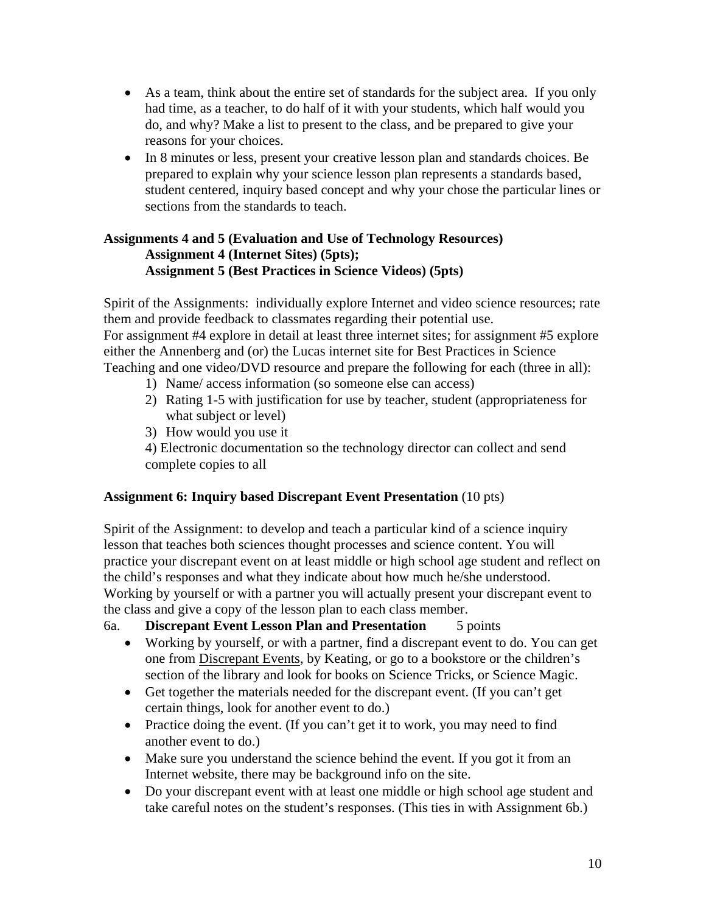- As a team, think about the entire set of standards for the subject area. If you only had time, as a teacher, to do half of it with your students, which half would you do, and why? Make a list to present to the class, and be prepared to give your reasons for your choices.
- In 8 minutes or less, present your creative lesson plan and standards choices. Be prepared to explain why your science lesson plan represents a standards based, student centered, inquiry based concept and why your chose the particular lines or sections from the standards to teach.

**Assignments 4 and 5 (Evaluation and Use of Technology Resources)**
**Assignment 4 (Internet Sites) (5pts);**
**Assignment 5 (Best Practices in Science Videos) (5pts)**

Spirit of the Assignments: individually explore Internet and video science resources; rate them and provide feedback to classmates regarding their potential use.
For assignment #4 explore in detail at least three internet sites; for assignment #5 explore either the Annenberg and (or) the Lucas internet site for Best Practices in Science Teaching and one video/DVD resource and prepare the following for each (three in all):

1) Name/ access information (so someone else can access)
2) Rating 1-5 with justification for use by teacher, student (appropriateness for what subject or level)
3) How would you use it
4) Electronic documentation so the technology director can collect and send complete copies to all

**Assignment 6: Inquiry based Discrepant Event Presentation** (10 pts)

Spirit of the Assignment: to develop and teach a particular kind of a science inquiry lesson that teaches both sciences thought processes and science content. You will practice your discrepant event on at least middle or high school age student and reflect on the child's responses and what they indicate about how much he/she understood. Working by yourself or with a partner you will actually present your discrepant event to the class and give a copy of the lesson plan to each class member.

6a. **Discrepant Event Lesson Plan and Presentation** 5 points

- Working by yourself, or with a partner, find a discrepant event to do. You can get one from Discrepant Events, by Keating, or go to a bookstore or the children's section of the library and look for books on Science Tricks, or Science Magic.
- Get together the materials needed for the discrepant event. (If you can't get certain things, look for another event to do.)
- Practice doing the event. (If you can't get it to work, you may need to find another event to do.)
- Make sure you understand the science behind the event. If you got it from an Internet website, there may be background info on the site.
- Do your discrepant event with at least one middle or high school age student and take careful notes on the student's responses. (This ties in with Assignment 6b.)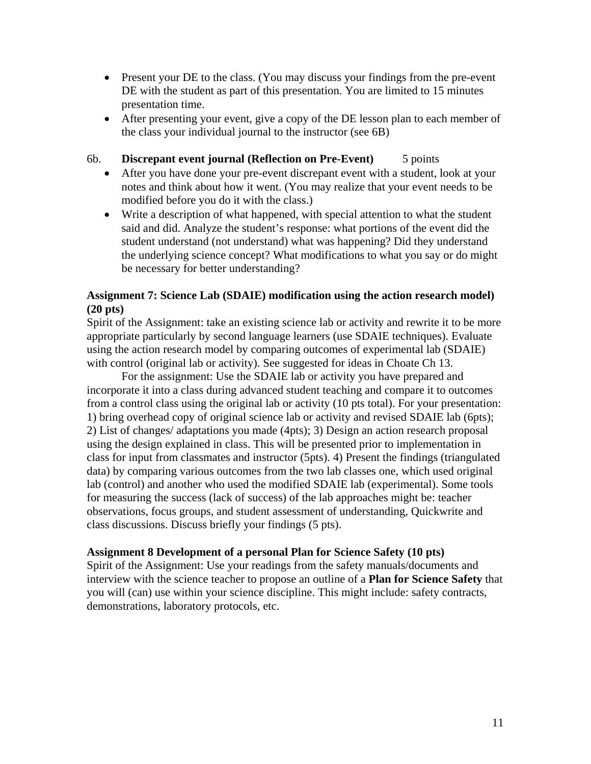- Present your DE to the class. (You may discuss your findings from the pre-event DE with the student as part of this presentation. You are limited to 15 minutes presentation time.
- After presenting your event, give a copy of the DE lesson plan to each member of the class your individual journal to the instructor (see 6B)

6b. **Discrepant event journal (Reflection on Pre-Event)** 5 points

- After you have done your pre-event discrepant event with a student, look at your notes and think about how it went. (You may realize that your event needs to be modified before you do it with the class.)
- Write a description of what happened, with special attention to what the student said and did. Analyze the student's response: what portions of the event did the student understand (not understand) what was happening? Did they understand the underlying science concept? What modifications to what you say or do might be necessary for better understanding?

**Assignment 7: Science Lab (SDAIE) modification using the action research model) (20 pts)**

Spirit of the Assignment: take an existing science lab or activity and rewrite it to be more appropriate particularly by second language learners (use SDAIE techniques). Evaluate using the action research model by comparing outcomes of experimental lab (SDAIE) with control (original lab or activity). See suggested for ideas in Choate Ch 13.

For the assignment: Use the SDAIE lab or activity you have prepared and incorporate it into a class during advanced student teaching and compare it to outcomes from a control class using the original lab or activity (10 pts total). For your presentation: 1) bring overhead copy of original science lab or activity and revised SDAIE lab (6pts); 2) List of changes/ adaptations you made (4pts); 3) Design an action research proposal using the design explained in class. This will be presented prior to implementation in class for input from classmates and instructor (5pts). 4) Present the findings (triangulated data) by comparing various outcomes from the two lab classes one, which used original lab (control) and another who used the modified SDAIE lab (experimental). Some tools for measuring the success (lack of success) of the lab approaches might be: teacher observations, focus groups, and student assessment of understanding, Quickwrite and class discussions. Discuss briefly your findings (5 pts).

**Assignment 8 Development of a personal Plan for Science Safety (10 pts)**

Spirit of the Assignment: Use your readings from the safety manuals/documents and interview with the science teacher to propose an outline of a **Plan for Science Safety** that you will (can) use within your science discipline. This might include: safety contracts, demonstrations, laboratory protocols, etc.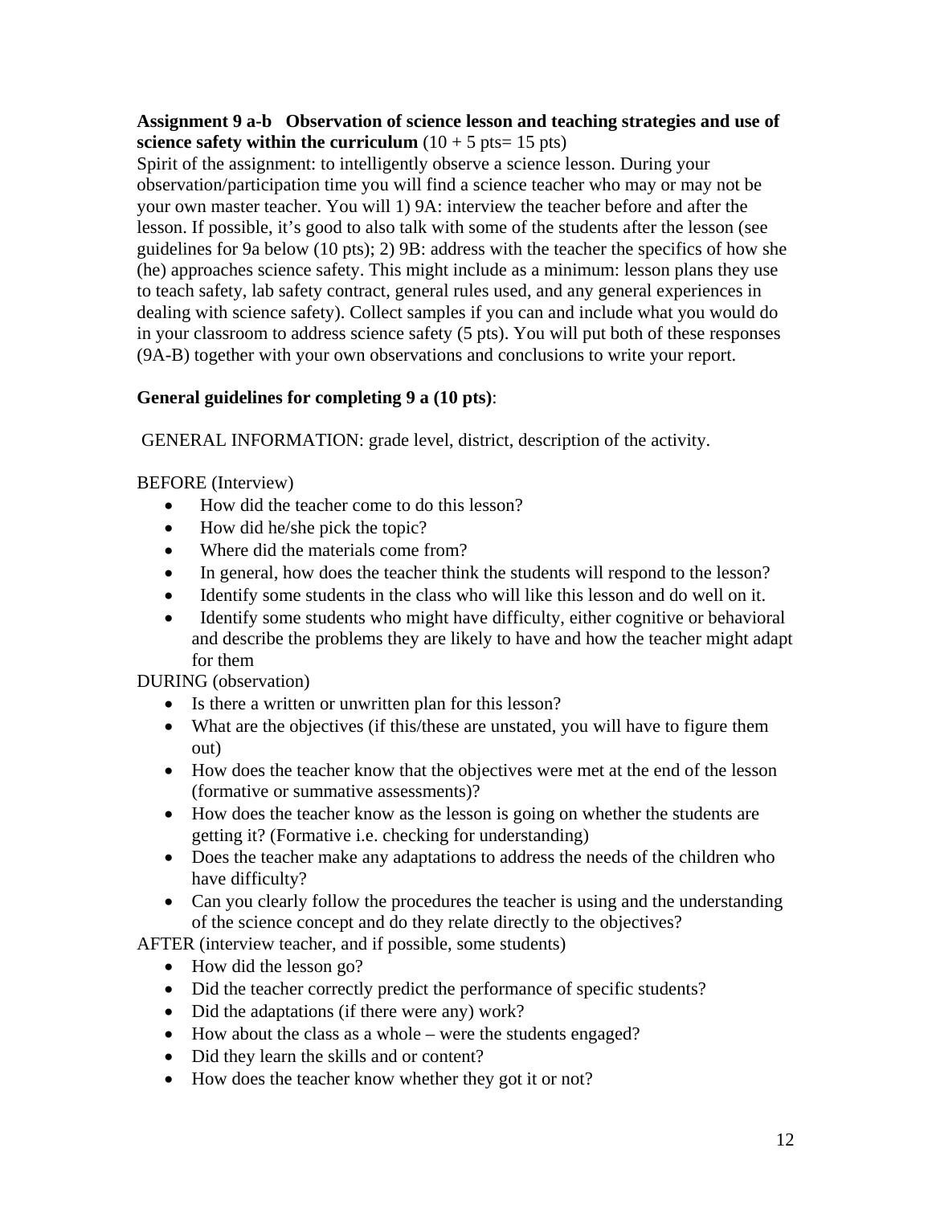**Assignment 9 a-b Observation of science lesson and teaching strategies and use of science safety within the curriculum** (10 + 5 pts= 15 pts)

Spirit of the assignment: to intelligently observe a science lesson. During your observation/participation time you will find a science teacher who may or may not be your own master teacher. You will 1) 9A: interview the teacher before and after the lesson. If possible, it's good to also talk with some of the students after the lesson (see guidelines for 9a below (10 pts); 2) 9B: address with the teacher the specifics of how she (he) approaches science safety. This might include as a minimum: lesson plans they use to teach safety, lab safety contract, general rules used, and any general experiences in dealing with science safety). Collect samples if you can and include what you would do in your classroom to address science safety (5 pts). You will put both of these responses (9A-B) together with your own observations and conclusions to write your report.

**General guidelines for completing 9 a (10 pts)**:

GENERAL INFORMATION: grade level, district, description of the activity.

BEFORE (Interview)

- How did the teacher come to do this lesson?
- How did he/she pick the topic?
- Where did the materials come from?
- In general, how does the teacher think the students will respond to the lesson?
- Identify some students in the class who will like this lesson and do well on it.
- Identify some students who might have difficulty, either cognitive or behavioral and describe the problems they are likely to have and how the teacher might adapt for them

DURING (observation)

- Is there a written or unwritten plan for this lesson?
- What are the objectives (if this/these are unstated, you will have to figure them out)
- How does the teacher know that the objectives were met at the end of the lesson (formative or summative assessments)?
- How does the teacher know as the lesson is going on whether the students are getting it? (Formative i.e. checking for understanding)
- Does the teacher make any adaptations to address the needs of the children who have difficulty?
- Can you clearly follow the procedures the teacher is using and the understanding of the science concept and do they relate directly to the objectives?

AFTER (interview teacher, and if possible, some students)

- How did the lesson go?
- Did the teacher correctly predict the performance of specific students?
- Did the adaptations (if there were any) work?
- How about the class as a whole – were the students engaged?
- Did they learn the skills and or content?
- How does the teacher know whether they got it or not?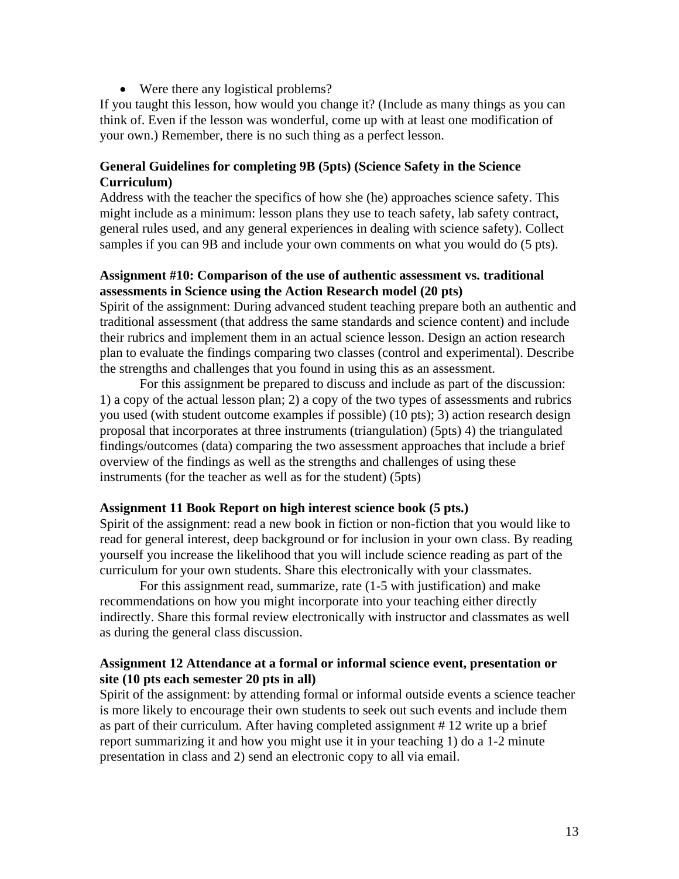- Were there any logistical problems?

If you taught this lesson, how would you change it? (Include as many things as you can think of. Even if the lesson was wonderful, come up with at least one modification of your own.) Remember, there is no such thing as a perfect lesson.

**General Guidelines for completing 9B (5pts) (Science Safety in the Science Curriculum)**

Address with the teacher the specifics of how she (he) approaches science safety. This might include as a minimum: lesson plans they use to teach safety, lab safety contract, general rules used, and any general experiences in dealing with science safety). Collect samples if you can 9B and include your own comments on what you would do (5 pts).

**Assignment #10: Comparison of the use of authentic assessment vs. traditional assessments in Science using the Action Research model (20 pts)**

Spirit of the assignment: During advanced student teaching prepare both an authentic and traditional assessment (that address the same standards and science content) and include their rubrics and implement them in an actual science lesson. Design an action research plan to evaluate the findings comparing two classes (control and experimental). Describe the strengths and challenges that you found in using this as an assessment.

For this assignment be prepared to discuss and include as part of the discussion: 1) a copy of the actual lesson plan; 2) a copy of the two types of assessments and rubrics you used (with student outcome examples if possible) (10 pts); 3) action research design proposal that incorporates at three instruments (triangulation) (5pts) 4) the triangulated findings/outcomes (data) comparing the two assessment approaches that include a brief overview of the findings as well as the strengths and challenges of using these instruments (for the teacher as well as for the student) (5pts)

**Assignment 11 Book Report on high interest science book (5 pts.)**

Spirit of the assignment: read a new book in fiction or non-fiction that you would like to read for general interest, deep background or for inclusion in your own class. By reading yourself you increase the likelihood that you will include science reading as part of the curriculum for your own students. Share this electronically with your classmates.

For this assignment read, summarize, rate (1-5 with justification) and make recommendations on how you might incorporate into your teaching either directly indirectly. Share this formal review electronically with instructor and classmates as well as during the general class discussion.

**Assignment 12 Attendance at a formal or informal science event, presentation or site (10 pts each semester 20 pts in all)**

Spirit of the assignment: by attending formal or informal outside events a science teacher is more likely to encourage their own students to seek out such events and include them as part of their curriculum. After having completed assignment # 12 write up a brief report summarizing it and how you might use it in your teaching 1) do a 1-2 minute presentation in class and 2) send an electronic copy to all via email.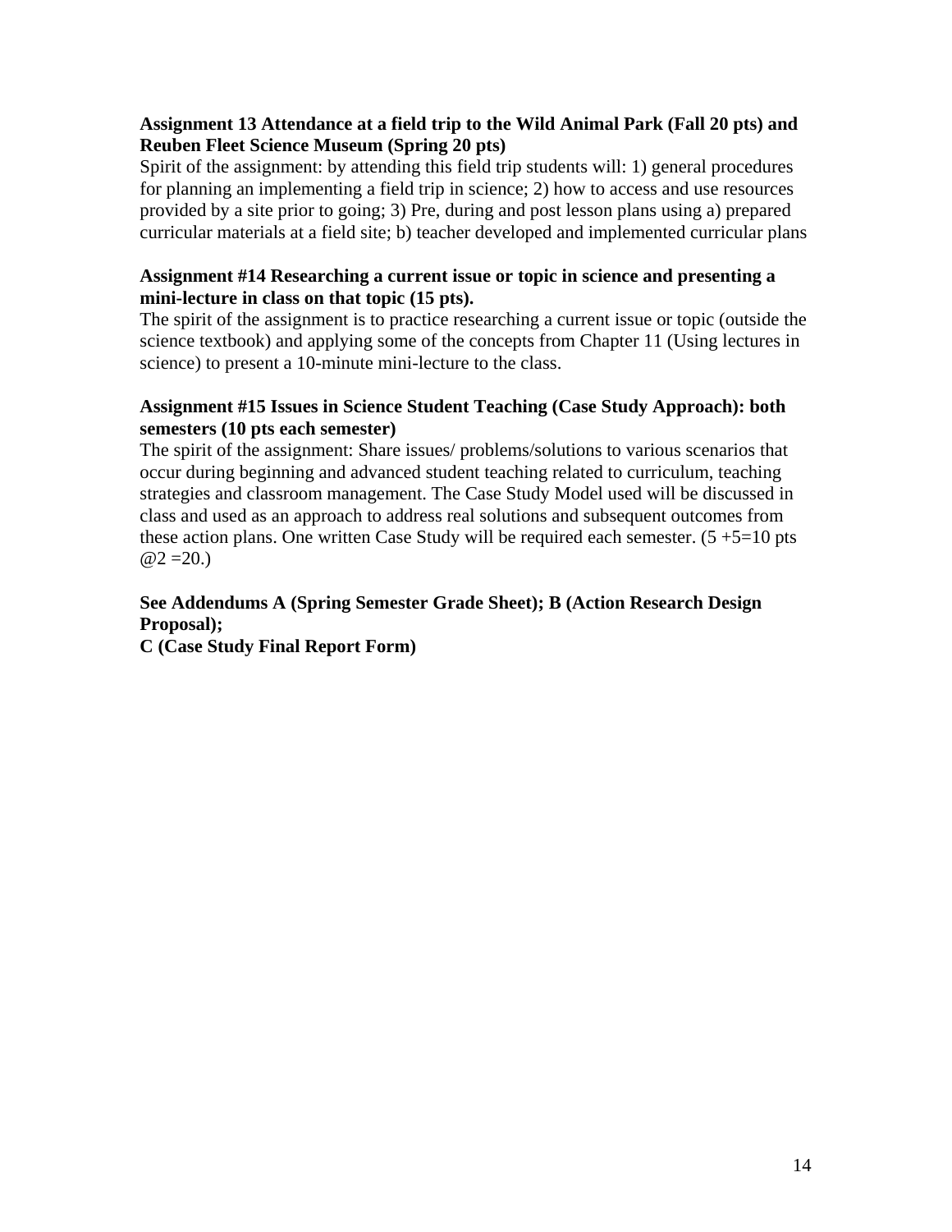**Assignment 13 Attendance at a field trip to the Wild Animal Park (Fall 20 pts) and Reuben Fleet Science Museum (Spring 20 pts)**

Spirit of the assignment: by attending this field trip students will: 1) general procedures for planning an implementing a field trip in science; 2) how to access and use resources provided by a site prior to going; 3) Pre, during and post lesson plans using a) prepared curricular materials at a field site; b) teacher developed and implemented curricular plans

**Assignment #14 Researching a current issue or topic in science and presenting a mini-lecture in class on that topic (15 pts).**

The spirit of the assignment is to practice researching a current issue or topic (outside the science textbook) and applying some of the concepts from Chapter 11 (Using lectures in science) to present a 10-minute mini-lecture to the class.

**Assignment #15 Issues in Science Student Teaching (Case Study Approach): both semesters (10 pts each semester)**

The spirit of the assignment: Share issues/ problems/solutions to various scenarios that occur during beginning and advanced student teaching related to curriculum, teaching strategies and classroom management. The Case Study Model used will be discussed in class and used as an approach to address real solutions and subsequent outcomes from these action plans. One written Case Study will be required each semester. (5 +5=10 pts @2 =20.)

**See Addendums A (Spring Semester Grade Sheet); B (Action Research Design Proposal);**
**C (Case Study Final Report Form)**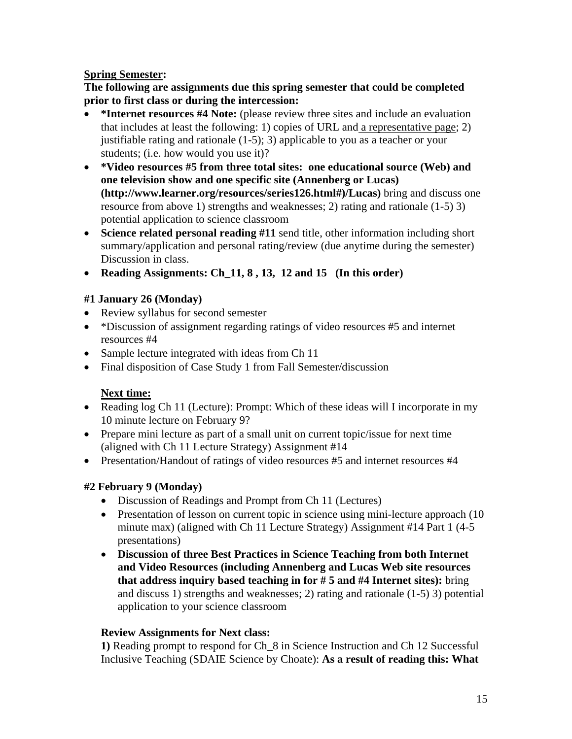**<u>Spring Semester</u>:**

**The following are assignments due this spring semester that could be completed prior to first class or during the intercession:**

- **\*Internet resources #4 Note:** (please review three sites and include an evaluation that includes at least the following: 1) copies of URL and <u>a representative page</u>; 2) justifiable rating and rationale (1-5); 3) applicable to you as a teacher or your students; (i.e. how would you use it)?
- **\*Video resources #5 from three total sites: one educational source (Web) and one television show and one specific site (Annenberg or Lucas) (http://www.learner.org/resources/series126.html#)/Lucas)** bring and discuss one resource from above 1) strengths and weaknesses; 2) rating and rationale (1-5) 3) potential application to science classroom
- **Science related personal reading #11** send title, other information including short summary/application and personal rating/review (due anytime during the semester) Discussion in class.
- **Reading Assignments: Ch_11, 8 , 13, 12 and 15 (In this order)**

**#1 January 26 (Monday)**

- Review syllabus for second semester
- \*Discussion of assignment regarding ratings of video resources #5 and internet resources #4
- Sample lecture integrated with ideas from Ch 11
- Final disposition of Case Study 1 from Fall Semester/discussion

**<u>Next time:</u>**

- Reading log Ch 11 (Lecture): Prompt: Which of these ideas will I incorporate in my 10 minute lecture on February 9?
- Prepare mini lecture as part of a small unit on current topic/issue for next time (aligned with Ch 11 Lecture Strategy) Assignment #14
- Presentation/Handout of ratings of video resources #5 and internet resources #4

**#2 February 9 (Monday)**

- Discussion of Readings and Prompt from Ch 11 (Lectures)
- Presentation of lesson on current topic in science using mini-lecture approach (10 minute max) (aligned with Ch 11 Lecture Strategy) Assignment #14 Part 1 (4-5 presentations)
- **Discussion of three Best Practices in Science Teaching from both Internet and Video Resources (including Annenberg and Lucas Web site resources that address inquiry based teaching in for # 5 and #4 Internet sites):** bring and discuss 1) strengths and weaknesses; 2) rating and rationale (1-5) 3) potential application to your science classroom

**Review Assignments for Next class:**

**1)** Reading prompt to respond for Ch_8 in Science Instruction and Ch 12 Successful Inclusive Teaching (SDAIE Science by Choate): **As a result of reading this: What**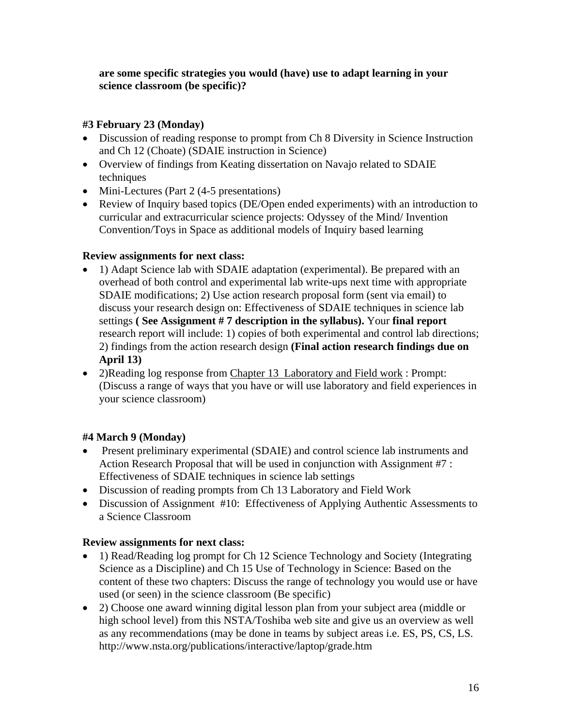**are some specific strategies you would (have) use to adapt learning in your science classroom (be specific)?**

**#3 February 23 (Monday)**

- Discussion of reading response to prompt from Ch 8 Diversity in Science Instruction and Ch 12 (Choate) (SDAIE instruction in Science)
- Overview of findings from Keating dissertation on Navajo related to SDAIE techniques
- Mini-Lectures (Part 2 (4-5 presentations)
- Review of Inquiry based topics (DE/Open ended experiments) with an introduction to curricular and extracurricular science projects: Odyssey of the Mind/ Invention Convention/Toys in Space as additional models of Inquiry based learning

**Review assignments for next class:**

- 1) Adapt Science lab with SDAIE adaptation (experimental). Be prepared with an overhead of both control and experimental lab write-ups next time with appropriate SDAIE modifications; 2) Use action research proposal form (sent via email) to discuss your research design on: Effectiveness of SDAIE techniques in science lab settings **( See Assignment # 7 description in the syllabus).** Your **final report** research report will include: 1) copies of both experimental and control lab directions; 2) findings from the action research design **(Final action research findings due on April 13)**
- 2)Reading log response from Chapter 13 Laboratory and Field work : Prompt: (Discuss a range of ways that you have or will use laboratory and field experiences in your science classroom)

**#4 March 9 (Monday)**

- Present preliminary experimental (SDAIE) and control science lab instruments and Action Research Proposal that will be used in conjunction with Assignment #7 : Effectiveness of SDAIE techniques in science lab settings
- Discussion of reading prompts from Ch 13 Laboratory and Field Work
- Discussion of Assignment #10: Effectiveness of Applying Authentic Assessments to a Science Classroom

**Review assignments for next class:**

- 1) Read/Reading log prompt for Ch 12 Science Technology and Society (Integrating Science as a Discipline) and Ch 15 Use of Technology in Science: Based on the content of these two chapters: Discuss the range of technology you would use or have used (or seen) in the science classroom (Be specific)
- 2) Choose one award winning digital lesson plan from your subject area (middle or high school level) from this NSTA/Toshiba web site and give us an overview as well as any recommendations (may be done in teams by subject areas i.e. ES, PS, CS, LS. http://www.nsta.org/publications/interactive/laptop/grade.htm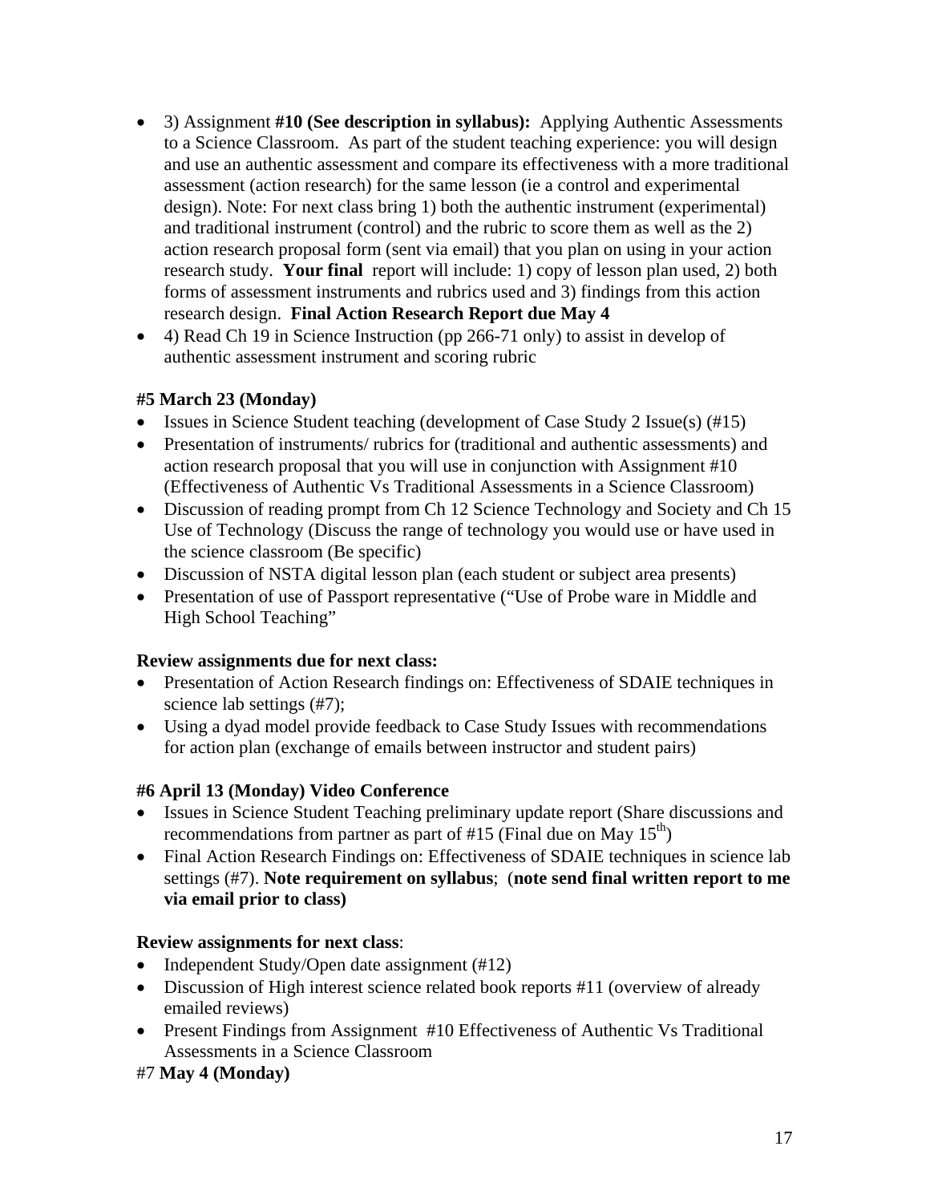- 3) Assignment **#10 (See description in syllabus):** Applying Authentic Assessments to a Science Classroom. As part of the student teaching experience: you will design and use an authentic assessment and compare its effectiveness with a more traditional assessment (action research) for the same lesson (ie a control and experimental design). Note: For next class bring 1) both the authentic instrument (experimental) and traditional instrument (control) and the rubric to score them as well as the 2) action research proposal form (sent via email) that you plan on using in your action research study. **Your final** report will include: 1) copy of lesson plan used, 2) both forms of assessment instruments and rubrics used and 3) findings from this action research design. **Final Action Research Report due May 4**
- 4) Read Ch 19 in Science Instruction (pp 266-71 only) to assist in develop of authentic assessment instrument and scoring rubric

**#5 March 23 (Monday)**

- Issues in Science Student teaching (development of Case Study 2 Issue(s) (#15)
- Presentation of instruments/ rubrics for (traditional and authentic assessments) and action research proposal that you will use in conjunction with Assignment #10 (Effectiveness of Authentic Vs Traditional Assessments in a Science Classroom)
- Discussion of reading prompt from Ch 12 Science Technology and Society and Ch 15 Use of Technology (Discuss the range of technology you would use or have used in the science classroom (Be specific)
- Discussion of NSTA digital lesson plan (each student or subject area presents)
- Presentation of use of Passport representative ("Use of Probe ware in Middle and High School Teaching"

**Review assignments due for next class:**

- Presentation of Action Research findings on: Effectiveness of SDAIE techniques in science lab settings (#7);
- Using a dyad model provide feedback to Case Study Issues with recommendations for action plan (exchange of emails between instructor and student pairs)

**#6 April 13 (Monday) Video Conference**

- Issues in Science Student Teaching preliminary update report (Share discussions and recommendations from partner as part of #15 (Final due on May 15th)
- Final Action Research Findings on: Effectiveness of SDAIE techniques in science lab settings (#7). **Note requirement on syllabus**; (**note send final written report to me via email prior to class)**

**Review assignments for next class**:

- Independent Study/Open date assignment (#12)
- Discussion of High interest science related book reports #11 (overview of already emailed reviews)
- Present Findings from Assignment #10 Effectiveness of Authentic Vs Traditional Assessments in a Science Classroom

#7 **May 4 (Monday)**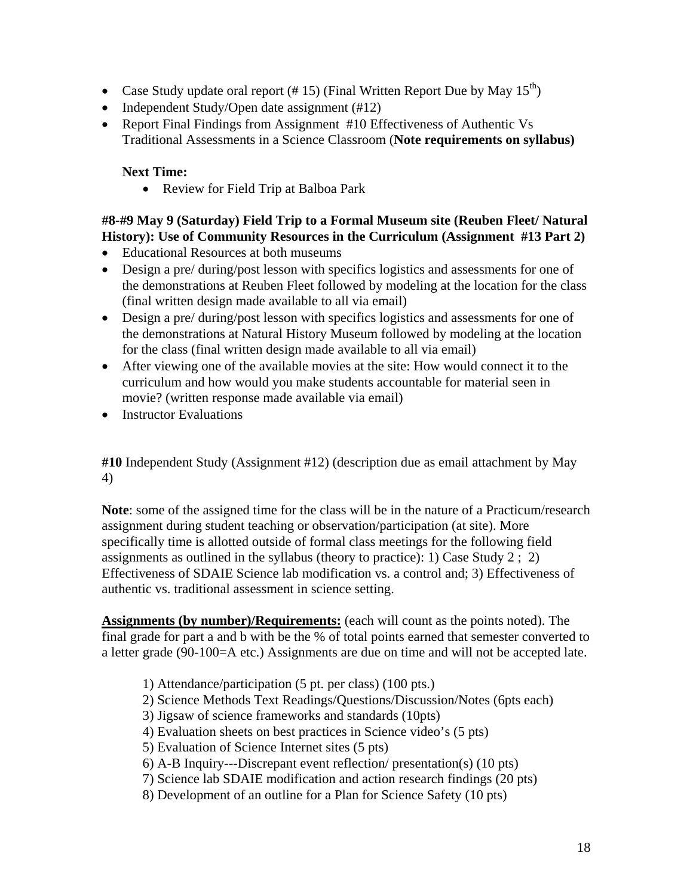- Case Study update oral report (# 15) (Final Written Report Due by May 15th)
- Independent Study/Open date assignment (#12)
- Report Final Findings from Assignment #10 Effectiveness of Authentic Vs Traditional Assessments in a Science Classroom (**Note requirements on syllabus)**

  **Next Time:**

  - Review for Field Trip at Balboa Park

**#8-#9 May 9 (Saturday) Field Trip to a Formal Museum site (Reuben Fleet/ Natural History): Use of Community Resources in the Curriculum (Assignment #13 Part 2)**

- Educational Resources at both museums
- Design a pre/ during/post lesson with specifics logistics and assessments for one of the demonstrations at Reuben Fleet followed by modeling at the location for the class (final written design made available to all via email)
- Design a pre/ during/post lesson with specifics logistics and assessments for one of the demonstrations at Natural History Museum followed by modeling at the location for the class (final written design made available to all via email)
- After viewing one of the available movies at the site: How would connect it to the curriculum and how would you make students accountable for material seen in movie? (written response made available via email)
- Instructor Evaluations

**#10** Independent Study (Assignment #12) (description due as email attachment by May 4)

**Note**: some of the assigned time for the class will be in the nature of a Practicum/research assignment during student teaching or observation/participation (at site). More specifically time is allotted outside of formal class meetings for the following field assignments as outlined in the syllabus (theory to practice): 1) Case Study 2 ; 2) Effectiveness of SDAIE Science lab modification vs. a control and; 3) Effectiveness of authentic vs. traditional assessment in science setting.

**Assignments (by number)/Requirements:** (each will count as the points noted). The final grade for part a and b with be the % of total points earned that semester converted to a letter grade (90-100=A etc.) Assignments are due on time and will not be accepted late.

1) Attendance/participation (5 pt. per class) (100 pts.)
2) Science Methods Text Readings/Questions/Discussion/Notes (6pts each)
3) Jigsaw of science frameworks and standards (10pts)
4) Evaluation sheets on best practices in Science video's (5 pts)
5) Evaluation of Science Internet sites (5 pts)
6) A-B Inquiry---Discrepant event reflection/ presentation(s) (10 pts)
7) Science lab SDAIE modification and action research findings (20 pts)
8) Development of an outline for a Plan for Science Safety (10 pts)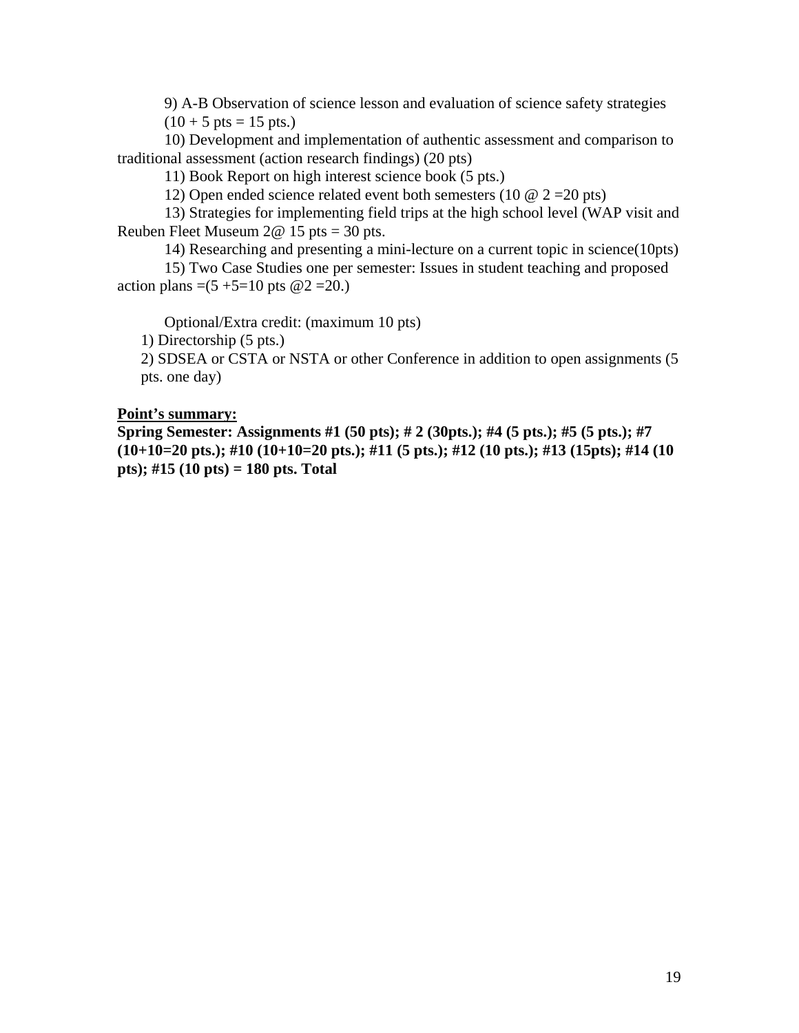9) A-B Observation of science lesson and evaluation of science safety strategies (10 + 5 pts = 15 pts.)

10) Development and implementation of authentic assessment and comparison to traditional assessment (action research findings) (20 pts)

11) Book Report on high interest science book (5 pts.)

12) Open ended science related event both semesters (10 @ 2 =20 pts)

13) Strategies for implementing field trips at the high school level (WAP visit and Reuben Fleet Museum 2@ 15 pts = 30 pts.

14) Researching and presenting a mini-lecture on a current topic in science(10pts)

15) Two Case Studies one per semester: Issues in student teaching and proposed action plans =(5 +5=10 pts @2 =20.)

Optional/Extra credit: (maximum 10 pts)

1) Directorship (5 pts.)
2) SDSEA or CSTA or NSTA or other Conference in addition to open assignments (5 pts. one day)

<u>**Point's summary:**</u>

**Spring Semester: Assignments #1 (50 pts); # 2 (30pts.); #4 (5 pts.); #5 (5 pts.); #7 (10+10=20 pts.); #10 (10+10=20 pts.); #11 (5 pts.); #12 (10 pts.); #13 (15pts); #14 (10 pts); #15 (10 pts) = 180 pts. Total**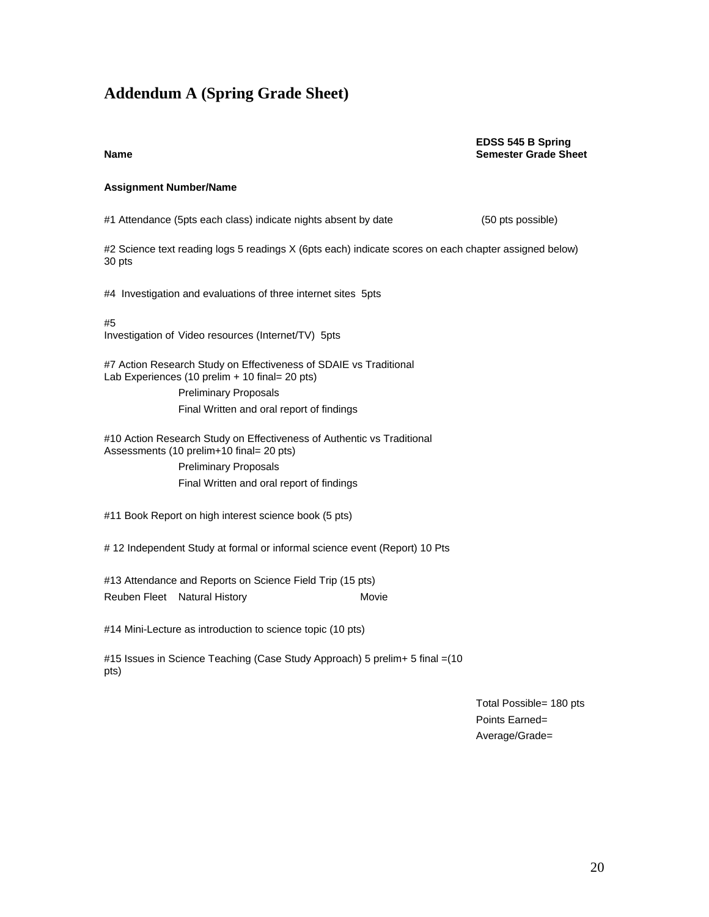# Addendum A (Spring Grade Sheet)

**Name** **EDSS 545 B Spring Semester Grade Sheet**

**Assignment Number/Name**

#1 Attendance (5pts each class) indicate nights absent by date (50 pts possible)

#2 Science text reading logs 5 readings X (6pts each) indicate scores on each chapter assigned below) 30 pts

#4 Investigation and evaluations of three internet sites 5pts

#5
Investigation of Video resources (Internet/TV) 5pts

#7 Action Research Study on Effectiveness of SDAIE vs Traditional Lab Experiences (10 prelim + 10 final= 20 pts)

Preliminary Proposals

Final Written and oral report of findings

#10 Action Research Study on Effectiveness of Authentic vs Traditional Assessments (10 prelim+10 final= 20 pts)

Preliminary Proposals

Final Written and oral report of findings

#11 Book Report on high interest science book (5 pts)

# 12 Independent Study at formal or informal science event (Report) 10 Pts

#13 Attendance and Reports on Science Field Trip (15 pts)

Reuben Fleet Natural History Movie

#14 Mini-Lecture as introduction to science topic (10 pts)

#15 Issues in Science Teaching (Case Study Approach) 5 prelim+ 5 final =(10 pts)

Total Possible= 180 pts

Points Earned=

Average/Grade=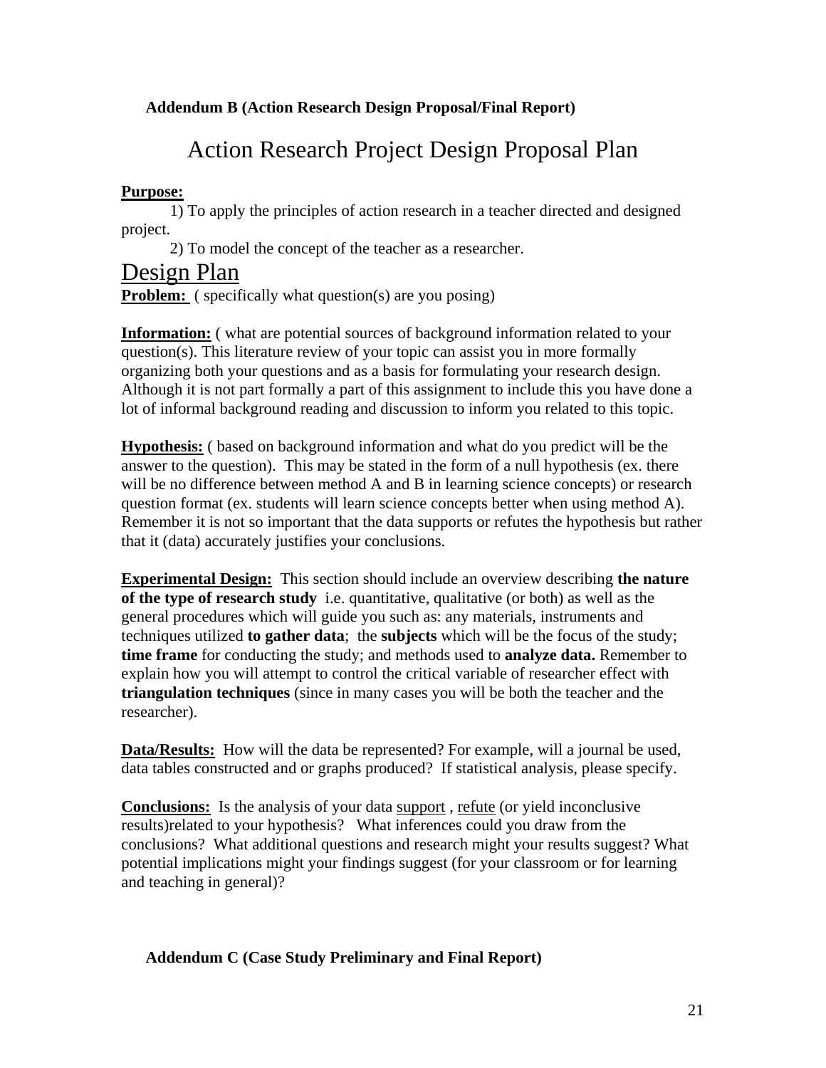**Addendum B (Action Research Design Proposal/Final Report)**

# Action Research Project Design Proposal Plan

**Purpose:**

1) To apply the principles of action research in a teacher directed and designed project.

2) To model the concept of the teacher as a researcher.

## Design Plan

**Problem:** ( specifically what question(s) are you posing)

**Information:** ( what are potential sources of background information related to your question(s). This literature review of your topic can assist you in more formally organizing both your questions and as a basis for formulating your research design. Although it is not part formally a part of this assignment to include this you have done a lot of informal background reading and discussion to inform you related to this topic.

**Hypothesis:** ( based on background information and what do you predict will be the answer to the question). This may be stated in the form of a null hypothesis (ex. there will be no difference between method A and B in learning science concepts) or research question format (ex. students will learn science concepts better when using method A). Remember it is not so important that the data supports or refutes the hypothesis but rather that it (data) accurately justifies your conclusions.

**Experimental Design:** This section should include an overview describing **the nature of the type of research study** i.e. quantitative, qualitative (or both) as well as the general procedures which will guide you such as: any materials, instruments and techniques utilized **to gather data**; the **subjects** which will be the focus of the study; **time frame** for conducting the study; and methods used to **analyze data.** Remember to explain how you will attempt to control the critical variable of researcher effect with **triangulation techniques** (since in many cases you will be both the teacher and the researcher).

**Data/Results:** How will the data be represented? For example, will a journal be used, data tables constructed and or graphs produced? If statistical analysis, please specify.

**Conclusions:** Is the analysis of your data support , refute (or yield inconclusive results)related to your hypothesis? What inferences could you draw from the conclusions? What additional questions and research might your results suggest? What potential implications might your findings suggest (for your classroom or for learning and teaching in general)?

**Addendum C (Case Study Preliminary and Final Report)**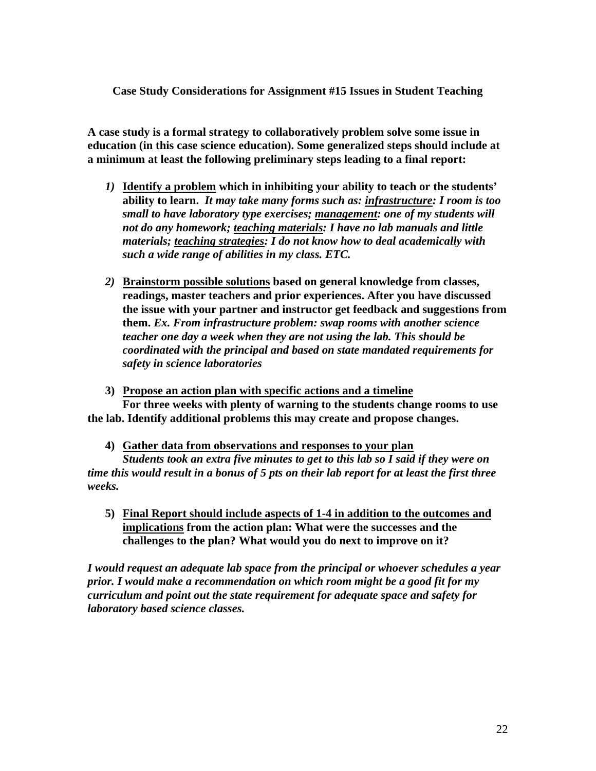**Case Study Considerations for Assignment #15 Issues in Student Teaching**

**A case study is a formal strategy to collaboratively problem solve some issue in education (in this case science education). Some generalized steps should include at a minimum at least the following preliminary steps leading to a final report:**

1) **<u>Identify a problem</u> which in inhibiting your ability to teach or the students' ability to learn.** ***It may take many forms such as: <u>infrastructure</u>: I room is too small to have laboratory type exercises; <u>management</u>: one of my students will not do any homework; <u>teaching materials</u>: I have no lab manuals and little materials; <u>teaching strategies</u>: I do not know how to deal academically with such a wide range of abilities in my class. ETC.***

2) **<u>Brainstorm possible solutions</u> based on general knowledge from classes, readings, master teachers and prior experiences. After you have discussed the issue with your partner and instructor get feedback and suggestions from them.** ***Ex. From infrastructure problem: swap rooms with another science teacher one day a week when they are not using the lab. This should be coordinated with the principal and based on state mandated requirements for safety in science laboratories***

3) **<u>Propose an action plan with specific actions and a timeline</u>**

**For three weeks with plenty of warning to the students change rooms to use the lab. Identify additional problems this may create and propose changes.**

4) **<u>Gather data from observations and responses to your plan</u>**

***Students took an extra five minutes to get to this lab so I said if they were on time this would result in a bonus of 5 pts on their lab report for at least the first three weeks.***

5) **<u>Final Report should include aspects of 1-4 in addition to the outcomes and implications</u> from the action plan: What were the successes and the challenges to the plan? What would you do next to improve on it?**

***I would request an adequate lab space from the principal or whoever schedules a year prior. I would make a recommendation on which room might be a good fit for my curriculum and point out the state requirement for adequate space and safety for laboratory based science classes.***